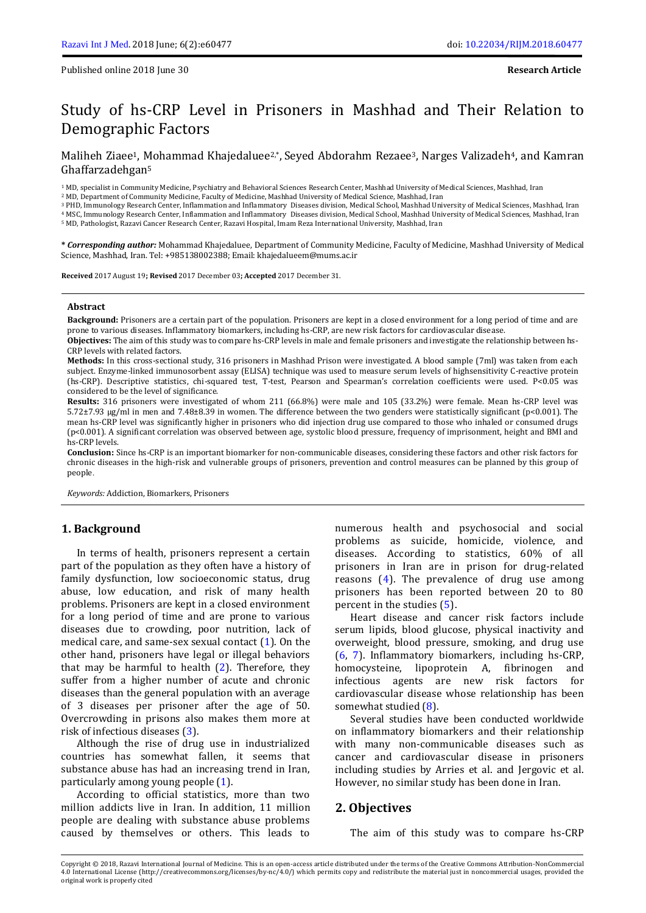Published online 2018 June 30

**Research Article**

# Study of hs-CRP Level in Prisoners in Mashhad and Their Relation to Demographic Factors

Maliheh Ziaee[1], Mohammad Khajedaluee[2,*], Seyed Abdorahm Rezaee[3], Narges Valizadeh[4], and Kamran Ghaffarzadehgan[5]

[1] MD, specialist in Community Medicine, Psychiatry and Behavioral Sciences Research Center, Mashhad University of Medical Sciences, Mashhad, Iran
[2] MD, Department of Community Medicine, Faculty of Medicine, Mashhad University of Medical Science, Mashhad, Iran
[3] PHD, Immunology Research Center, Inflammation and Inflammatory Diseases division, Medical School, Mashhad University of Medical Sciences, Mashhad, Iran
[4] MSC, Immunology Research Center, Inflammation and Inflammatory Diseases division, Medical School, Mashhad University of Medical Sciences, Mashhad, Iran
[5] MD, Pathologist, Razavi Cancer Research Center, Razavi Hospital, Imam Reza International University, Mashhad, Iran

*** Corresponding author:** Mohammad Khajedaluee, Department of Community Medicine, Faculty of Medicine, Mashhad University of Medical Science, Mashhad, Iran. Tel: +985138002388; Email: khajedalueem@mums.ac.ir

**Received** 2017 August 19**; Revised** 2017 December 03**; Accepted** 2017 December 31.

## Abstract

**Background:** Prisoners are a certain part of the population. Prisoners are kept in a closed environment for a long period of time and are prone to various diseases. Inflammatory biomarkers, including hs-CRP, are new risk factors for cardiovascular disease.

**Objectives:** The aim of this study was to compare hs-CRP levels in male and female prisoners and investigate the relationship between hs-CRP levels with related factors.

**Methods:** In this cross-sectional study, 316 prisoners in Mashhad Prison were investigated. A blood sample (7ml) was taken from each subject. Enzyme-linked immunosorbent assay (ELISA) technique was used to measure serum levels of highsensitivity C-reactive protein (hs-CRP). Descriptive statistics, chi-squared test, T-test, Pearson and Spearman's correlation coefficients were used. P<0.05 was considered to be the level of significance.

**Results:** 316 prisoners were investigated of whom 211 (66.8%) were male and 105 (33.2%) were female. Mean hs-CRP level was 5.72±7.93 μg/ml in men and 7.48±8.39 in women. The difference between the two genders were statistically significant (p<0.001). The mean hs-CRP level was significantly higher in prisoners who did injection drug use compared to those who inhaled or consumed drugs (p<0.001). A significant correlation was observed between age, systolic blood pressure, frequency of imprisonment, height and BMI and hs-CRP levels.

**Conclusion:** Since hs-CRP is an important biomarker for non-communicable diseases, considering these factors and other risk factors for chronic diseases in the high-risk and vulnerable groups of prisoners, prevention and control measures can be planned by this group of people.

*Keywords:* Addiction, Biomarkers, Prisoners

## 1. Background

In terms of health, prisoners represent a certain part of the population as they often have a history of family dysfunction, low socioeconomic status, drug abuse, low education, and risk of many health problems. Prisoners are kept in a closed environment for a long period of time and are prone to various diseases due to crowding, poor nutrition, lack of medical care, and same-sex sexual contact (1). On the other hand, prisoners have legal or illegal behaviors that may be harmful to health (2). Therefore, they suffer from a higher number of acute and chronic diseases than the general population with an average of 3 diseases per prisoner after the age of 50. Overcrowding in prisons also makes them more at risk of infectious diseases (3).

Although the rise of drug use in industrialized countries has somewhat fallen, it seems that substance abuse has had an increasing trend in Iran, particularly among young people (1).

According to official statistics, more than two million addicts live in Iran. In addition, 11 million people are dealing with substance abuse problems caused by themselves or others. This leads to numerous health and psychosocial and social problems as suicide, homicide, violence, and diseases. According to statistics, 60% of all prisoners in Iran are in prison for drug-related reasons (4). The prevalence of drug use among prisoners has been reported between 20 to 80 percent in the studies (5).

Heart disease and cancer risk factors include serum lipids, blood glucose, physical inactivity and overweight, blood pressure, smoking, and drug use (6, 7). Inflammatory biomarkers, including hs-CRP, homocysteine, lipoprotein A, fibrinogen and infectious agents are new risk factors for cardiovascular disease whose relationship has been somewhat studied (8).

Several studies have been conducted worldwide on inflammatory biomarkers and their relationship with many non-communicable diseases such as cancer and cardiovascular disease in prisoners including studies by Arries et al. and Jergovic et al. However, no similar study has been done in Iran.

## 2. Objectives

The aim of this study was to compare hs-CRP

Copyright © 2018, Razavi International Journal of Medicine. This is an open-access article distributed under the terms of the Creative Commons Attribution-NonCommercial 4.0 International License (http://creativecommons.org/licenses/by-nc/4.0/) which permits copy and redistribute the material just in noncommercial usages, provided the original work is properly cited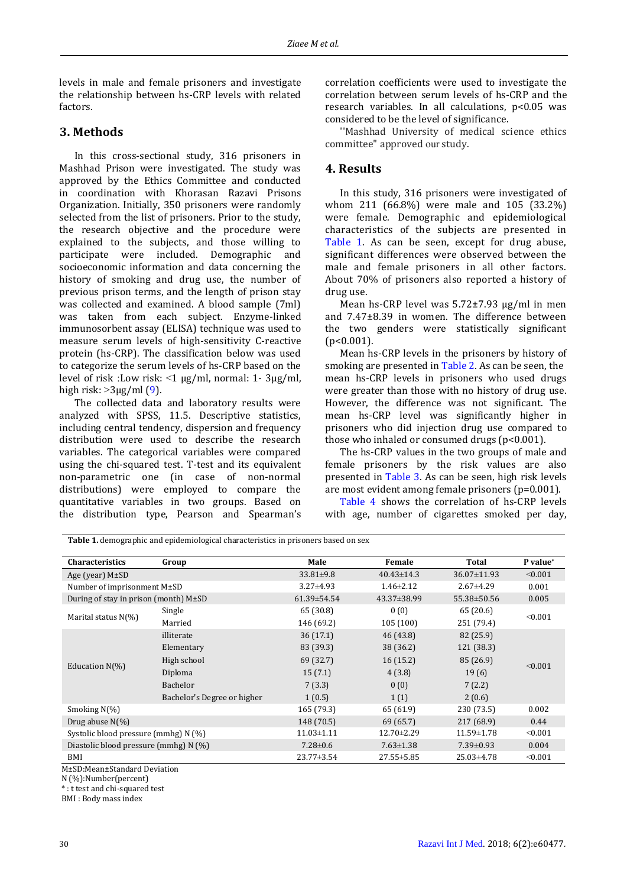levels in male and female prisoners and investigate the relationship between hs-CRP levels with related factors.

## 3. Methods

In this cross-sectional study, 316 prisoners in Mashhad Prison were investigated. The study was approved by the Ethics Committee and conducted in coordination with Khorasan Razavi Prisons Organization. Initially, 350 prisoners were randomly selected from the list of prisoners. Prior to the study, the research objective and the procedure were explained to the subjects, and those willing to participate were included. Demographic and socioeconomic information and data concerning the history of smoking and drug use, the number of previous prison terms, and the length of prison stay was collected and examined. A blood sample (7ml) was taken from each subject. Enzyme-linked immunosorbent assay (ELISA) technique was used to measure serum levels of high-sensitivity C-reactive protein (hs-CRP). The classification below was used to categorize the serum levels of hs-CRP based on the level of risk :Low risk: <1 µg/ml, normal: 1- 3µg/ml, high risk: >3µg/ml (9).

The collected data and laboratory results were analyzed with SPSS, 11.5. Descriptive statistics, including central tendency, dispersion and frequency distribution were used to describe the research variables. The categorical variables were compared using the chi-squared test. T-test and its equivalent non-parametric one (in case of non-normal distributions) were employed to compare the quantitative variables in two groups. Based on the distribution type, Pearson and Spearman's correlation coefficients were used to investigate the correlation between serum levels of hs-CRP and the research variables. In all calculations, $p<0.05$ was considered to be the level of significance.

''Mashhad University of medical science ethics committee" approved our study.

## 4. Results

In this study, 316 prisoners were investigated of whom 211 (66.8%) were male and 105 (33.2%) were female. Demographic and epidemiological characteristics of the subjects are presented in Table 1. As can be seen, except for drug abuse, significant differences were observed between the male and female prisoners in all other factors. About 70% of prisoners also reported a history of drug use.

Mean hs-CRP level was 5.72±7.93 µg/ml in men and 7.47±8.39 in women. The difference between the two genders were statistically significant ($p<0.001$).

Mean hs-CRP levels in the prisoners by history of smoking are presented in Table 2. As can be seen, the mean hs-CRP levels in prisoners who used drugs were greater than those with no history of drug use. However, the difference was not significant. The mean hs-CRP level was significantly higher in prisoners who did injection drug use compared to those who inhaled or consumed drugs ($p<0.001$).

The hs-CRP values in the two groups of male and female prisoners by the risk values are also presented in Table 3. As can be seen, high risk levels are most evident among female prisoners (p=0.001).

Table 4 shows the correlation of hs-CRP levels with age, number of cigarettes smoked per day,

**Table 1.** demographic and epidemiological characteristics in prisoners based on sex

| Characteristics | Group | Male | Female | Total | P value* |
|---|---|---|---|---|---|
| Age (year) M±SD | | 33.81±9.8 | 40.43±14.3 | 36.07±11.93 | <0.001 |
| Number of imprisonment M±SD | | 3.27±4.93 | 1.46±2.12 | 2.67±4.29 | 0.001 |
| During of stay in prison (month) M±SD | | 61.39±54.54 | 43.37±38.99 | 55.38±50.56 | 0.005 |
| Marital status N(%) | Single | 65 (30.8) | 0 (0) | 65 (20.6) | <0.001 |
| | Married | 146 (69.2) | 105 (100) | 251 (79.4) | |
| Education N(%) | illiterate | 36 (17.1) | 46 (43.8) | 82 (25.9) | <0.001 |
| | Elementary | 83 (39.3) | 38 (36.2) | 121 (38.3) | |
| | High school | 69 (32.7) | 16 (15.2) | 85 (26.9) | |
| | Diploma | 15 (7.1) | 4 (3.8) | 19 (6) | |
| | Bachelor | 7 (3.3) | 0 (0) | 7 (2.2) | |
| | Bachelor's Degree or higher | 1 (0.5) | 1 (1) | 2 (0.6) | |
| Smoking N(%) | | 165 (79.3) | 65 (61.9) | 230 (73.5) | 0.002 |
| Drug abuse N(%) | | 148 (70.5) | 69 (65.7) | 217 (68.9) | 0.44 |
| Systolic blood pressure (mmhg) N (%) | | 11.03±1.11 | 12.70±2.29 | 11.59±1.78 | <0.001 |
| Diastolic blood pressure (mmhg) N (%) | | 7.28±0.6 | 7.63±1.38 | 7.39±0.93 | 0.004 |
| BMI | | 23.77±3.54 | 27.55±5.85 | 25.03±4.78 | <0.001 |

M±SD:Mean±Standard Deviation

N (%):Number(percent)

* : t test and chi-squared test

BMI : Body mass index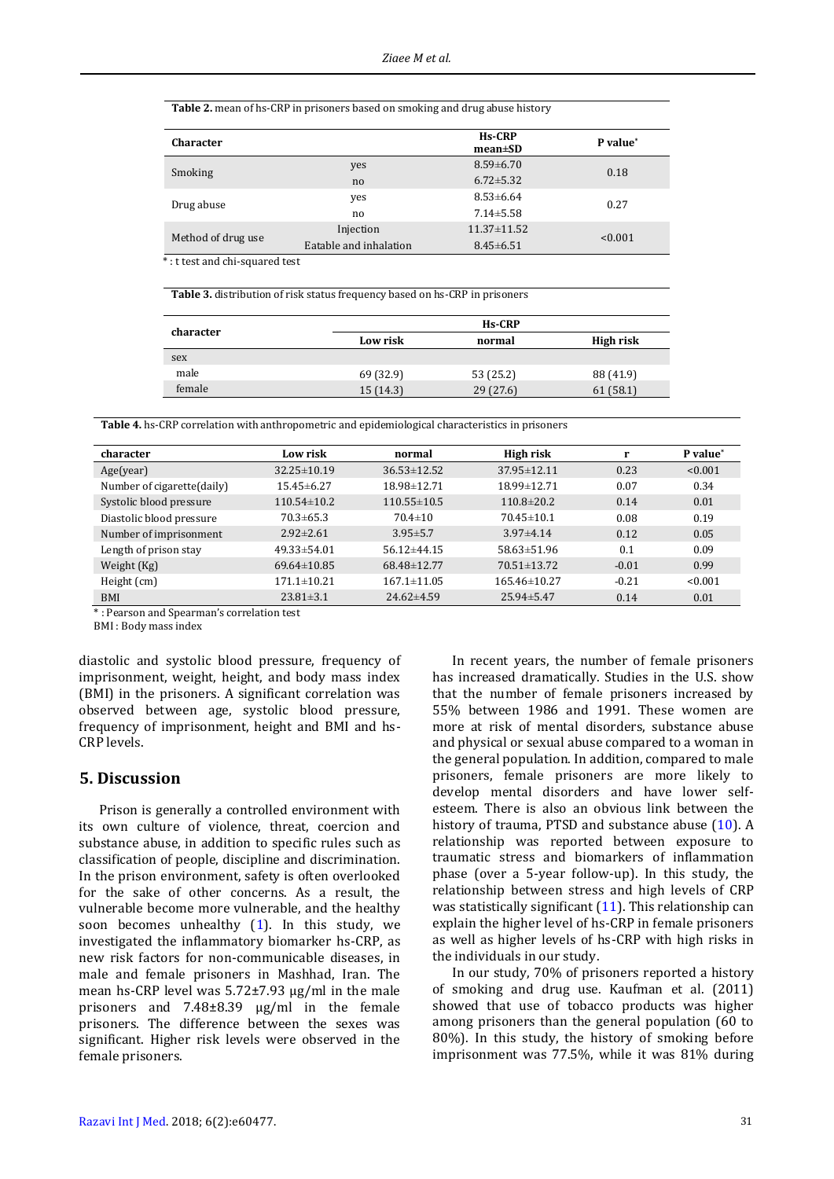**Table 2.** mean of hs-CRP in prisoners based on smoking and drug abuse history

| Character | | Hs-CRP mean±SD | P value* |
|---|---|---|---|
| Smoking | yes | 8.59±6.70 | 0.18 |
| | no | 6.72±5.32 | |
| Drug abuse | yes | 8.53±6.64 | 0.27 |
| | no | 7.14±5.58 | |
| Method of drug use | Injection | 11.37±11.52 | <0.001 |
| | Eatable and inhalation | 8.45±6.51 | |

* : t test and chi-squared test

**Table 3.** distribution of risk status frequency based on hs-CRP in prisoners

| character | Hs-CRP | | |
|---|---|---|---|
| | Low risk | normal | High risk |
| sex | | | |
| male | 69 (32.9) | 53 (25.2) | 88 (41.9) |
| female | 15 (14.3) | 29 (27.6) | 61 (58.1) |

**Table 4.** hs-CRP correlation with anthropometric and epidemiological characteristics in prisoners

| character | Low risk | normal | High risk | r | P value* |
|---|---|---|---|---|---|
| Age(year) | 32.25±10.19 | 36.53±12.52 | 37.95±12.11 | 0.23 | <0.001 |
| Number of cigarette(daily) | 15.45±6.27 | 18.98±12.71 | 18.99±12.71 | 0.07 | 0.34 |
| Systolic blood pressure | 110.54±10.2 | 110.55±10.5 | 110.8±20.2 | 0.14 | 0.01 |
| Diastolic blood pressure | 70.3±65.3 | 70.4±10 | 70.45±10.1 | 0.08 | 0.19 |
| Number of imprisonment | 2.92±2.61 | 3.95±5.7 | 3.97±4.14 | 0.12 | 0.05 |
| Length of prison stay | 49.33±54.01 | 56.12±44.15 | 58.63±51.96 | 0.1 | 0.09 |
| Weight (Kg) | 69.64±10.85 | 68.48±12.77 | 70.51±13.72 | -0.01 | 0.99 |
| Height (cm) | 171.1±10.21 | 167.1±11.05 | 165.46±10.27 | -0.21 | <0.001 |
| BMI | 23.81±3.1 | 24.62±4.59 | 25.94±5.47 | 0.14 | 0.01 |

* : Pearson and Spearman's correlation test

BMI : Body mass index

diastolic and systolic blood pressure, frequency of imprisonment, weight, height, and body mass index (BMI) in the prisoners. A significant correlation was observed between age, systolic blood pressure, frequency of imprisonment, height and BMI and hs-CRP levels.

## 5. Discussion

Prison is generally a controlled environment with its own culture of violence, threat, coercion and substance abuse, in addition to specific rules such as classification of people, discipline and discrimination. In the prison environment, safety is often overlooked for the sake of other concerns. As a result, the vulnerable become more vulnerable, and the healthy soon becomes unhealthy (1). In this study, we investigated the inflammatory biomarker hs-CRP, as new risk factors for non-communicable diseases, in male and female prisoners in Mashhad, Iran. The mean hs-CRP level was 5.72±7.93 µg/ml in the male prisoners and 7.48±8.39 µg/ml in the female prisoners. The difference between the sexes was significant. Higher risk levels were observed in the female prisoners.

In recent years, the number of female prisoners has increased dramatically. Studies in the U.S. show that the number of female prisoners increased by 55% between 1986 and 1991. These women are more at risk of mental disorders, substance abuse and physical or sexual abuse compared to a woman in the general population. In addition, compared to male prisoners, female prisoners are more likely to develop mental disorders and have lower self-esteem. There is also an obvious link between the history of trauma, PTSD and substance abuse (10). A relationship was reported between exposure to traumatic stress and biomarkers of inflammation phase (over a 5-year follow-up). In this study, the relationship between stress and high levels of CRP was statistically significant (11). This relationship can explain the higher level of hs-CRP in female prisoners as well as higher levels of hs-CRP with high risks in the individuals in our study.

In our study, 70% of prisoners reported a history of smoking and drug use. Kaufman et al. (2011) showed that use of tobacco products was higher among prisoners than the general population (60 to 80%). In this study, the history of smoking before imprisonment was 77.5%, while it was 81% during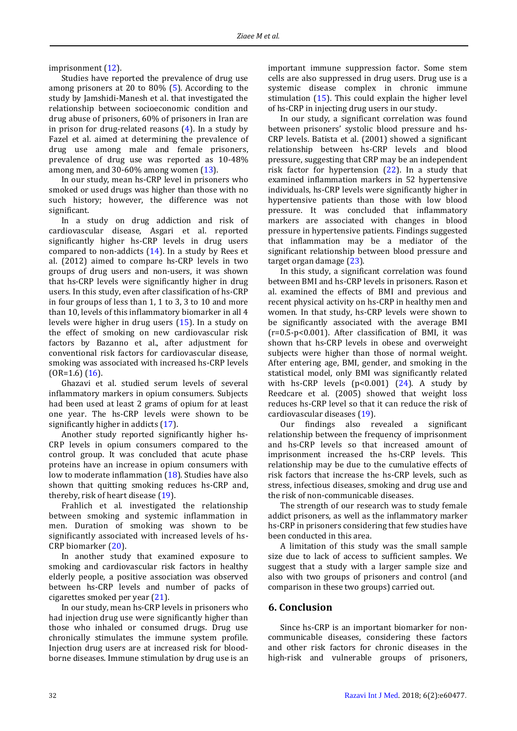imprisonment (12).

Studies have reported the prevalence of drug use among prisoners at 20 to 80% (5). According to the study by Jamshidi-Manesh et al. that investigated the relationship between socioeconomic condition and drug abuse of prisoners, 60% of prisoners in Iran are in prison for drug-related reasons (4). In a study by Fazel et al. aimed at determining the prevalence of drug use among male and female prisoners, prevalence of drug use was reported as 10-48% among men, and 30-60% among women (13).

In our study, mean hs-CRP level in prisoners who smoked or used drugs was higher than those with no such history; however, the difference was not significant.

In a study on drug addiction and risk of cardiovascular disease, Asgari et al. reported significantly higher hs-CRP levels in drug users compared to non-addicts (14). In a study by Rees et al. (2012) aimed to compare hs-CRP levels in two groups of drug users and non-users, it was shown that hs-CRP levels were significantly higher in drug users. In this study, even after classification of hs-CRP in four groups of less than 1, 1 to 3, 3 to 10 and more than 10, levels of this inflammatory biomarker in all 4 levels were higher in drug users (15). In a study on the effect of smoking on new cardiovascular risk factors by Bazanno et al., after adjustment for conventional risk factors for cardiovascular disease, smoking was associated with increased hs-CRP levels (OR=1.6) (16).

Ghazavi et al. studied serum levels of several inflammatory markers in opium consumers. Subjects had been used at least 2 grams of opium for at least one year. The hs-CRP levels were shown to be significantly higher in addicts (17).

Another study reported significantly higher hs-CRP levels in opium consumers compared to the control group. It was concluded that acute phase proteins have an increase in opium consumers with low to moderate inflammation (18). Studies have also shown that quitting smoking reduces hs-CRP and, thereby, risk of heart disease (19).

Frahlich et al. investigated the relationship between smoking and systemic inflammation in men. Duration of smoking was shown to be significantly associated with increased levels of hs-CRP biomarker (20).

In another study that examined exposure to smoking and cardiovascular risk factors in healthy elderly people, a positive association was observed between hs-CRP levels and number of packs of cigarettes smoked per year (21).

In our study, mean hs-CRP levels in prisoners who had injection drug use were significantly higher than those who inhaled or consumed drugs. Drug use chronically stimulates the immune system profile. Injection drug users are at increased risk for blood-borne diseases. Immune stimulation by drug use is an important immune suppression factor. Some stem cells are also suppressed in drug users. Drug use is a systemic disease complex in chronic immune stimulation (15). This could explain the higher level of hs-CRP in injecting drug users in our study.

In our study, a significant correlation was found between prisoners' systolic blood pressure and hs-CRP levels. Batista et al. (2001) showed a significant relationship between hs-CRP levels and blood pressure, suggesting that CRP may be an independent risk factor for hypertension (22). In a study that examined inflammation markers in 52 hypertensive individuals, hs-CRP levels were significantly higher in hypertensive patients than those with low blood pressure. It was concluded that inflammatory markers are associated with changes in blood pressure in hypertensive patients. Findings suggested that inflammation may be a mediator of the significant relationship between blood pressure and target organ damage (23).

In this study, a significant correlation was found between BMI and hs-CRP levels in prisoners. Rason et al. examined the effects of BMI and previous and recent physical activity on hs-CRP in healthy men and women. In that study, hs-CRP levels were shown to be significantly associated with the average BMI (r=0.5-p<0.001). After classification of BMI, it was shown that hs-CRP levels in obese and overweight subjects were higher than those of normal weight. After entering age, BMI, gender, and smoking in the statistical model, only BMI was significantly related with hs-CRP levels ($p<0.001$) (24). A study by Reedcare et al. (2005) showed that weight loss reduces hs-CRP level so that it can reduce the risk of cardiovascular diseases (19).

Our findings also revealed a significant relationship between the frequency of imprisonment and hs-CRP levels so that increased amount of imprisonment increased the hs-CRP levels. This relationship may be due to the cumulative effects of risk factors that increase the hs-CRP levels, such as stress, infectious diseases, smoking and drug use and the risk of non-communicable diseases.

The strength of our research was to study female addict prisoners, as well as the inflammatory marker hs-CRP in prisoners considering that few studies have been conducted in this area.

A limitation of this study was the small sample size due to lack of access to sufficient samples. We suggest that a study with a larger sample size and also with two groups of prisoners and control (and comparison in these two groups) carried out.

## 6. Conclusion

Since hs-CRP is an important biomarker for non-communicable diseases, considering these factors and other risk factors for chronic diseases in the high-risk and vulnerable groups of prisoners,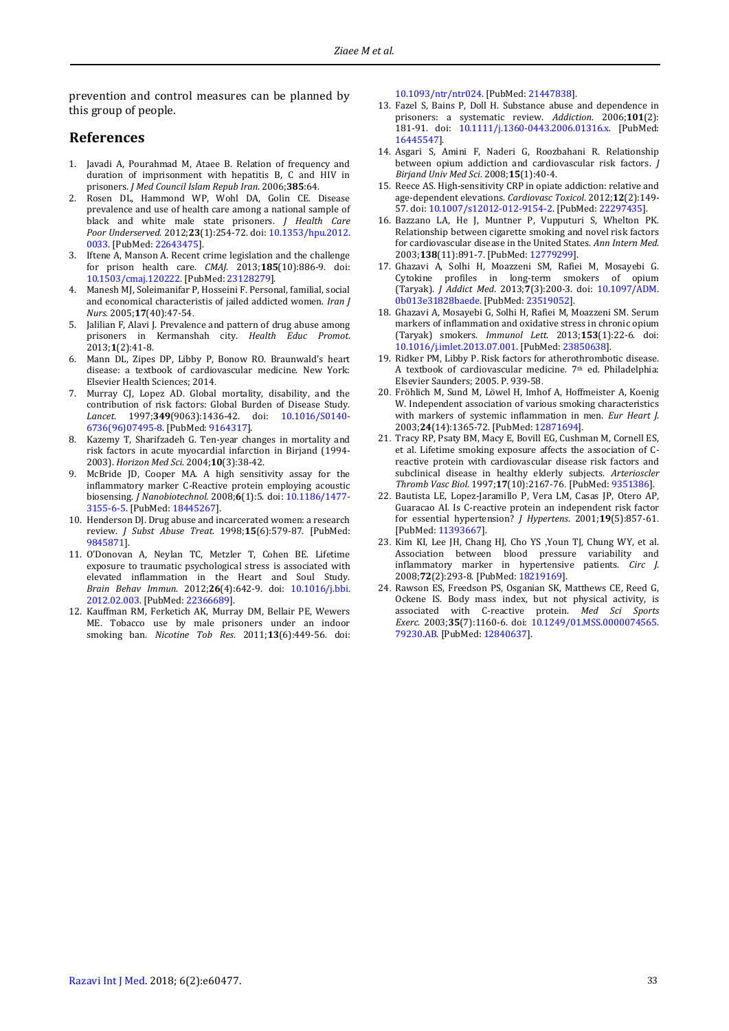prevention and control measures can be planned by this group of people.

## References

1. Javadi A, Pourahmad M, Ataee B. Relation of frequency and duration of imprisonment with hepatitis B, C and HIV in prisoners. *J Med Council Islam Repub Iran*. 2006;**385**:64.
2. Rosen DL, Hammond WP, Wohl DA, Golin CE. Disease prevalence and use of health care among a national sample of black and white male state prisoners. *J Health Care Poor Underserved*. 2012;**23**(1):254-72. doi: 10.1353/hpu.2012.0033. [PubMed: 22643475].
3. Iftene A, Manson A. Recent crime legislation and the challenge for prison health care. *CMAJ*. 2013;**185**(10):886-9. doi: 10.1503/cmaj.120222. [PubMed: 23128279].
4. Manesh MJ, Soleimanifar P, Hosseini F. Personal, familial, social and economical characteristis of jailed addicted women. *Iran J Nurs*. 2005;**17**(40):47-54.
5. Jalilian F, Alavi J. Prevalence and pattern of drug abuse among prisoners in Kermanshah city. *Health Educ Promot*. 2013;**1**(2):41-8.
6. Mann DL, Zipes DP, Libby P, Bonow RO. Braunwald's heart disease: a textbook of cardiovascular medicine. New York: Elsevier Health Sciences; 2014.
7. Murray CJ, Lopez AD. Global mortality, disability, and the contribution of risk factors: Global Burden of Disease Study. *Lancet*. 1997;**349**(9063):1436-42. doi: 10.1016/S0140-6736(96)07495-8. [PubMed: 9164317].
8. Kazemy T, Sharifzadeh G. Ten-year changes in mortality and risk factors in acute myocardial infarction in Birjand (1994-2003). *Horizon Med Sci*. 2004;**10**(3):38-42.
9. McBride JD, Cooper MA. A high sensitivity assay for the inflammatory marker C-Reactive protein employing acoustic biosensing. *J Nanobiotechnol*. 2008;**6**(1):5. doi: 10.1186/1477-3155-6-5. [PubMed: 18445267].
10. Henderson DJ. Drug abuse and incarcerated women: a research review. *J Subst Abuse Treat*. 1998;**15**(6):579-87. [PubMed: 9845871].
11. O'Donovan A, Neylan TC, Metzler T, Cohen BE. Lifetime exposure to traumatic psychological stress is associated with elevated inflammation in the Heart and Soul Study. *Brain Behav Immun*. 2012;**26**(4):642-9. doi: 10.1016/j.bbi.2012.02.003. [PubMed: 22366689].
12. Kauffman RM, Ferketich AK, Murray DM, Bellair PE, Wewers ME. Tobacco use by male prisoners under an indoor smoking ban. *Nicotine Tob Res*. 2011;**13**(6):449-56. doi: 10.1093/ntr/ntr024. [PubMed: 21447838].
13. Fazel S, Bains P, Doll H. Substance abuse and dependence in prisoners: a systematic review. *Addiction*. 2006;**101**(2): 181-91. doi: 10.1111/j.1360-0443.2006.01316.x. [PubMed: 16445547].
14. Asgari S, Amini F, Naderi G, Roozbahani R. Relationship between opium addiction and cardiovascular risk factors. *J Birjand Univ Med Sci*. 2008;**15**(1):40-4.
15. Reece AS. High-sensitivity CRP in opiate addiction: relative and age-dependent elevations. *Cardiovasc Toxicol*. 2012;**12**(2):149-57. doi: 10.1007/s12012-012-9154-2. [PubMed: 22297435].
16. Bazzano LA, He J, Muntner P, Vupputuri S, Whelton PK. Relationship between cigarette smoking and novel risk factors for cardiovascular disease in the United States. *Ann Intern Med*. 2003;**138**(11):891-7. [PubMed: 12779299].
17. Ghazavi A, Solhi H, Moazzeni SM, Rafiei M, Mosayebi G. Cytokine profiles in long-term smokers of opium (Taryak). *J Addict Med*. 2013;**7**(3):200-3. doi: 10.1097/ADM.0b013e31828baede. [PubMed: 23519052].
18. Ghazavi A, Mosayebi G, Solhi H, Rafiei M, Moazzeni SM. Serum markers of inflammation and oxidative stress in chronic opium (Taryak) smokers. *Immunol Lett*. 2013;**153**(1):22-6. doi: 10.1016/j.imlet.2013.07.001. [PubMed: 23850638].
19. Ridker PM, Libby P. Risk factors for atherothrombotic disease. A textbook of cardiovascular medicine. 7th ed. Philadelphia: Elsevier Saunders; 2005. P. 939-58.
20. Fröhlich M, Sund M, Löwel H, Imhof A, Hoffmeister A, Koenig W. Independent association of various smoking characteristics with markers of systemic inflammation in men. *Eur Heart J*. 2003;**24**(14):1365-72. [PubMed: 12871694].
21. Tracy RP, Psaty BM, Macy E, Bovill EG, Cushman M, Cornell ES, et al. Lifetime smoking exposure affects the association of C-reactive protein with cardiovascular disease risk factors and subclinical disease in healthy elderly subjects. *Arterioscler Thromb Vasc Biol*. 1997;**17**(10):2167-76. [PubMed: 9351386].
22. Bautista LE, Lopez-Jaramillo P, Vera LM, Casas JP, Otero AP, Guaracao AI. Is C-reactive protein an independent risk factor for essential hypertension? *J Hypertens*. 2001;**19**(5):857-61. [PubMed: 11393667].
23. Kim KI, Lee JH, Chang HJ, Cho YS ,Youn TJ, Chung WY, et al. Association between blood pressure variability and inflammatory marker in hypertensive patients. *Circ J*. 2008;**72**(2):293-8. [PubMed: 18219169].
24. Rawson ES, Freedson PS, Osganian SK, Matthews CE, Reed G, Ockene IS. Body mass index, but not physical activity, is associated with C-reactive protein. *Med Sci Sports Exerc*. 2003;**35**(7):1160-6. doi: 10.1249/01.MSS.0000074565.79230.AB. [PubMed: 12840637].